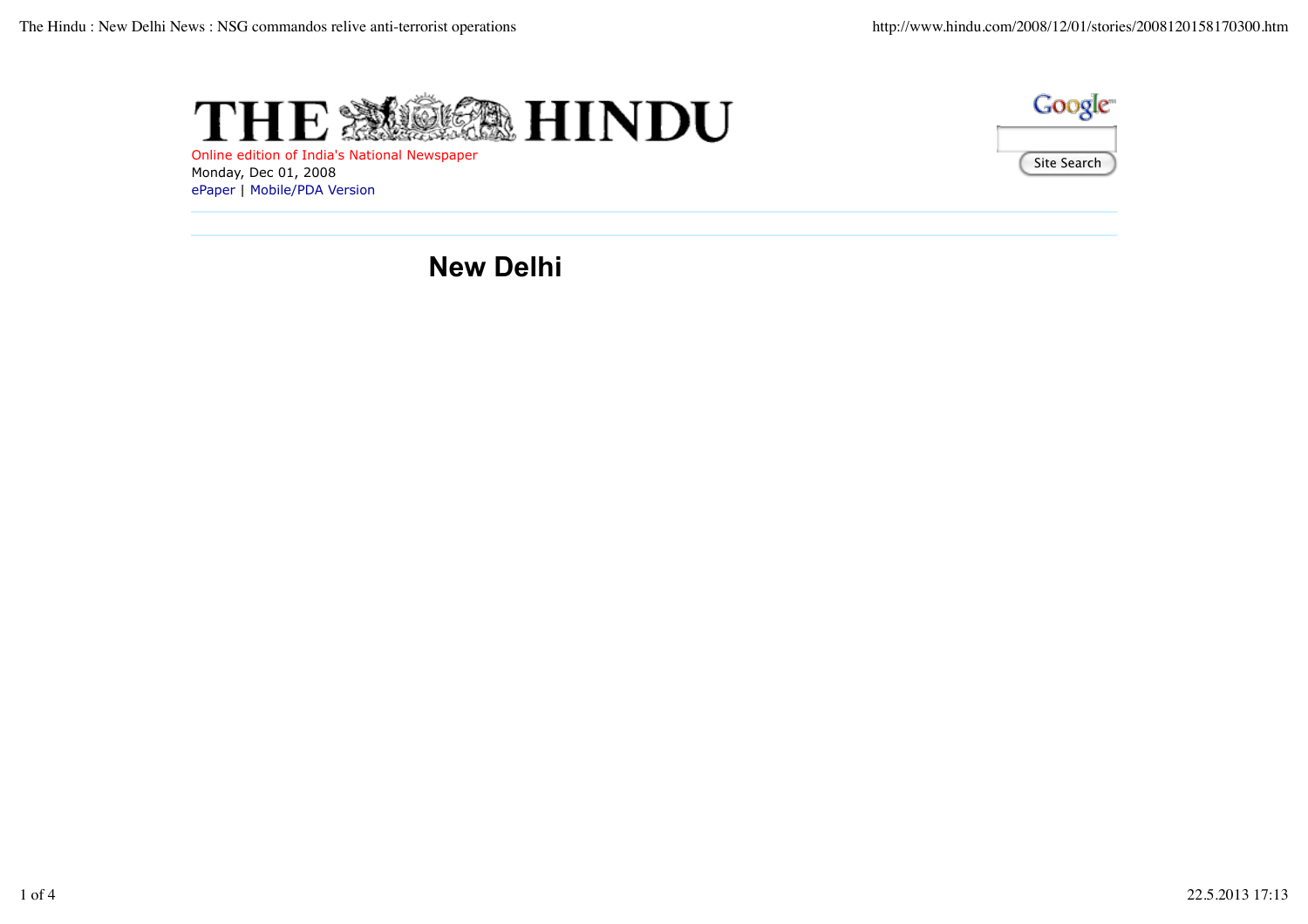# THE HINDU

Online edition of India's National Newspaper
Monday, Dec 01, 2008
ePaper | Mobile/PDA Version

Site Search

## New Delhi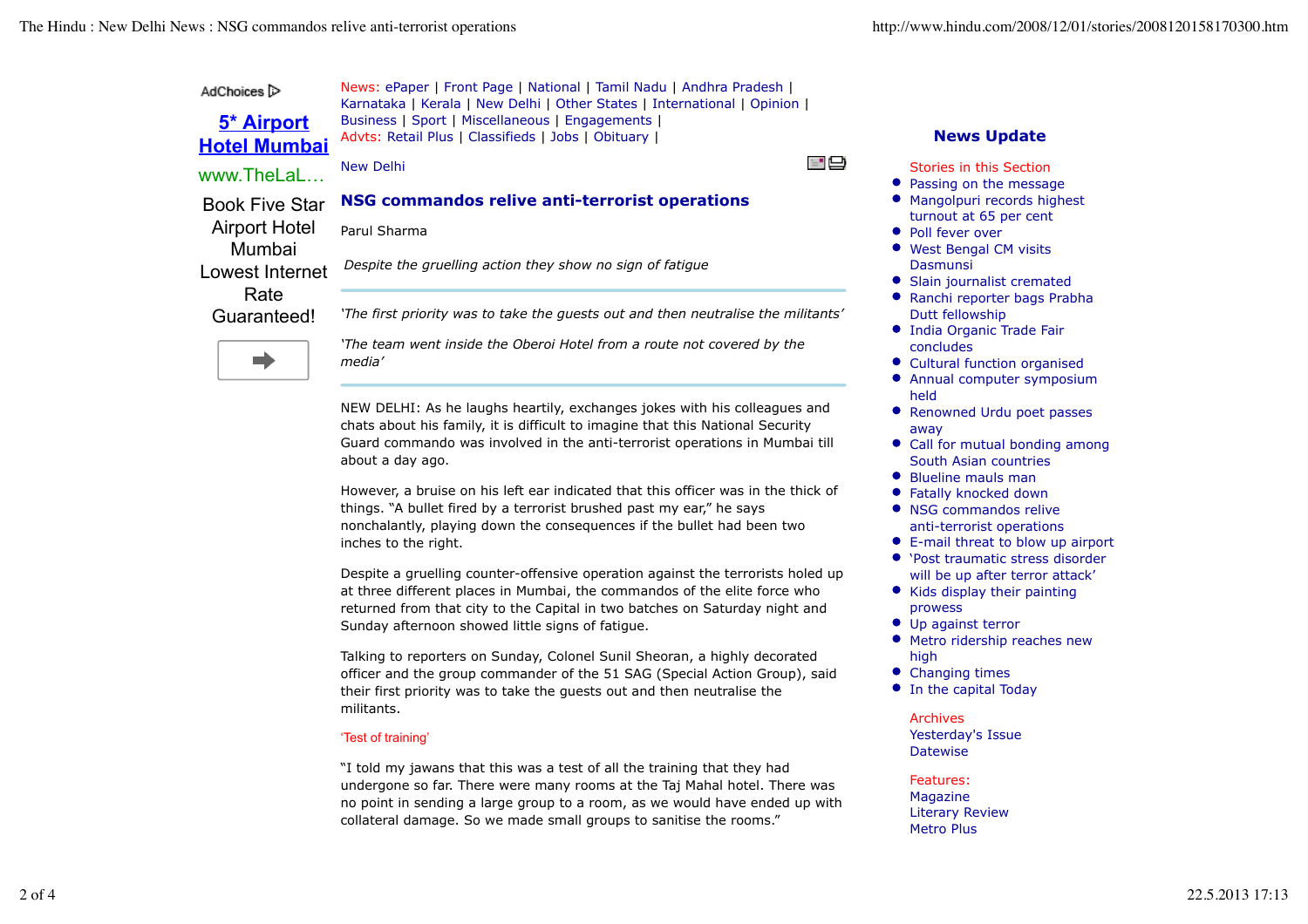News: ePaper | Front Page | National | Tamil Nadu | Andhra Pradesh | Karnataka | Kerala | New Delhi | Other States | International | Opinion | Business | Sport | Miscellaneous | Engagements |
Advts: Retail Plus | Classifieds | Jobs | Obituary |

New Delhi

## NSG commandos relive anti-terrorist operations

Parul Sharma

*Despite the gruelling action they show no sign of fatigue*

---

*'The first priority was to take the guests out and then neutralise the militants'*

*'The team went inside the Oberoi Hotel from a route not covered by the media'*

---

NEW DELHI: As he laughs heartily, exchanges jokes with his colleagues and chats about his family, it is difficult to imagine that this National Security Guard commando was involved in the anti-terrorist operations in Mumbai till about a day ago.

However, a bruise on his left ear indicated that this officer was in the thick of things. "A bullet fired by a terrorist brushed past my ear," he says nonchalantly, playing down the consequences if the bullet had been two inches to the right.

Despite a gruelling counter-offensive operation against the terrorists holed up at three different places in Mumbai, the commandos of the elite force who returned from that city to the Capital in two batches on Saturday night and Sunday afternoon showed little signs of fatigue.

Talking to reporters on Sunday, Colonel Sunil Sheoran, a highly decorated officer and the group commander of the 51 SAG (Special Action Group), said their first priority was to take the guests out and then neutralise the militants.

### 'Test of training'

"I told my jawans that this was a test of all the training that they had undergone so far. There were many rooms at the Taj Mahal hotel. There was no point in sending a large group to a room, as we would have ended up with collateral damage. So we made small groups to sanitise the rooms."

**News Update**

Stories in this Section

- Passing on the message
- Mangolpuri records highest turnout at 65 per cent
- Poll fever over
- West Bengal CM visits Dasmunsi
- Slain journalist cremated
- Ranchi reporter bags Prabha Dutt fellowship
- India Organic Trade Fair concludes
- Cultural function organised
- Annual computer symposium held
- Renowned Urdu poet passes away
- Call for mutual bonding among South Asian countries
- Blueline mauls man
- Fatally knocked down
- NSG commandos relive anti-terrorist operations
- E-mail threat to blow up airport
- 'Post traumatic stress disorder will be up after terror attack'
- Kids display their painting prowess
- Up against terror
- Metro ridership reaches new high
- Changing times
- In the capital Today

Archives
Yesterday's Issue
Datewise

Features:
Magazine
Literary Review
Metro Plus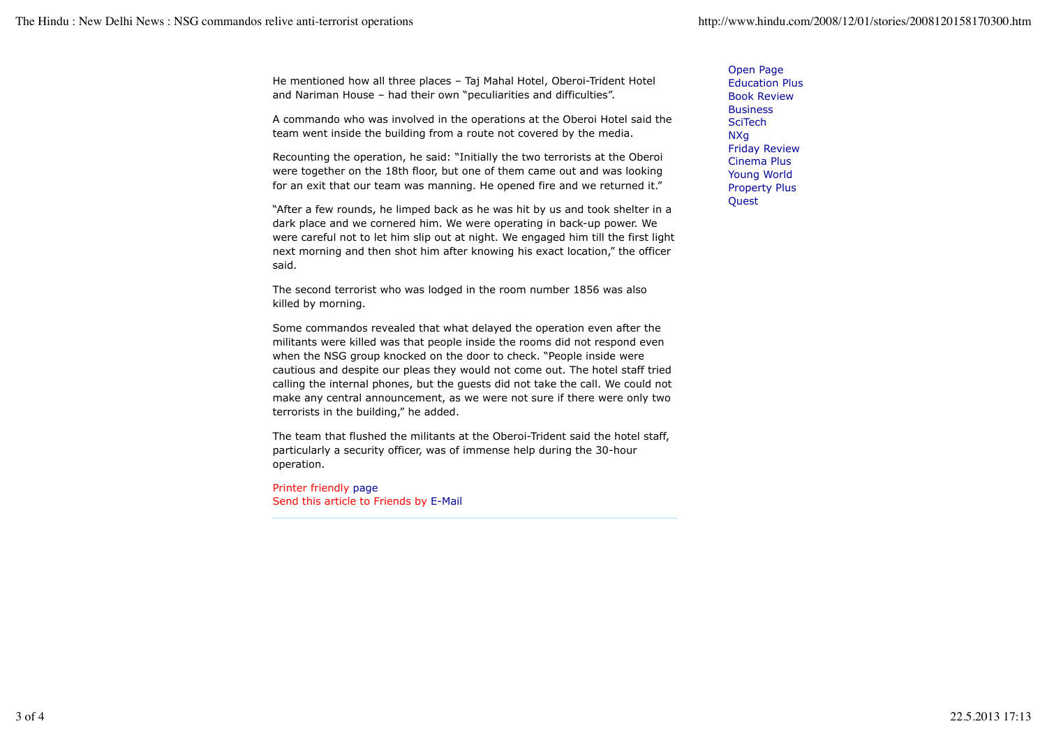He mentioned how all three places – Taj Mahal Hotel, Oberoi-Trident Hotel and Nariman House – had their own "peculiarities and difficulties".

A commando who was involved in the operations at the Oberoi Hotel said the team went inside the building from a route not covered by the media.

Recounting the operation, he said: "Initially the two terrorists at the Oberoi were together on the 18th floor, but one of them came out and was looking for an exit that our team was manning. He opened fire and we returned it."

"After a few rounds, he limped back as he was hit by us and took shelter in a dark place and we cornered him. We were operating in back-up power. We were careful not to let him slip out at night. We engaged him till the first light next morning and then shot him after knowing his exact location," the officer said.

The second terrorist who was lodged in the room number 1856 was also killed by morning.

Some commandos revealed that what delayed the operation even after the militants were killed was that people inside the rooms did not respond even when the NSG group knocked on the door to check. "People inside were cautious and despite our pleas they would not come out. The hotel staff tried calling the internal phones, but the guests did not take the call. We could not make any central announcement, as we were not sure if there were only two terrorists in the building," he added.

The team that flushed the militants at the Oberoi-Trident said the hotel staff, particularly a security officer, was of immense help during the 30-hour operation.

Printer friendly page
Send this article to Friends by E-Mail

Open Page
Education Plus
Book Review
Business
SciTech
NXg
Friday Review
Cinema Plus
Young World
Property Plus
Quest